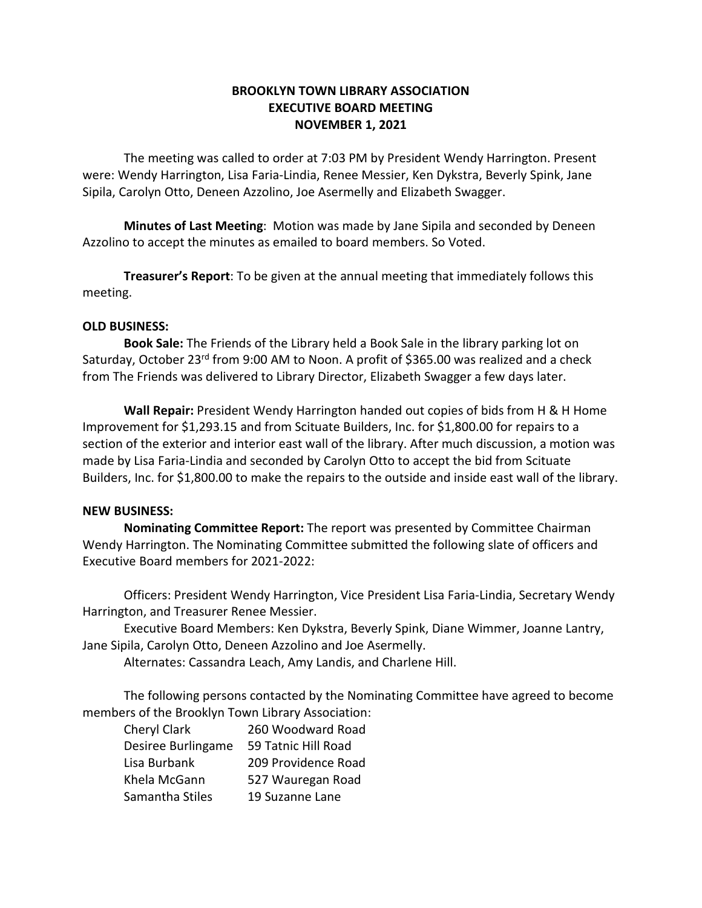# BROOKLYN TOWN LIBRARY ASSOCIATION
# EXECUTIVE BOARD MEETING
# NOVEMBER 1, 2021

The meeting was called to order at 7:03 PM by President Wendy Harrington. Present were: Wendy Harrington, Lisa Faria-Lindia, Renee Messier, Ken Dykstra, Beverly Spink, Jane Sipila, Carolyn Otto, Deneen Azzolino, Joe Asermelly and Elizabeth Swagger.

**Minutes of Last Meeting**: Motion was made by Jane Sipila and seconded by Deneen Azzolino to accept the minutes as emailed to board members. So Voted.

**Treasurer's Report**: To be given at the annual meeting that immediately follows this meeting.

**OLD BUSINESS:**

**Book Sale:** The Friends of the Library held a Book Sale in the library parking lot on Saturday, October 23rd from 9:00 AM to Noon. A profit of $365.00 was realized and a check from The Friends was delivered to Library Director, Elizabeth Swagger a few days later.

**Wall Repair:** President Wendy Harrington handed out copies of bids from H & H Home Improvement for $1,293.15 and from Scituate Builders, Inc. for $1,800.00 for repairs to a section of the exterior and interior east wall of the library. After much discussion, a motion was made by Lisa Faria-Lindia and seconded by Carolyn Otto to accept the bid from Scituate Builders, Inc. for $1,800.00 to make the repairs to the outside and inside east wall of the library.

**NEW BUSINESS:**

**Nominating Committee Report:** The report was presented by Committee Chairman Wendy Harrington. The Nominating Committee submitted the following slate of officers and Executive Board members for 2021-2022:

Officers: President Wendy Harrington, Vice President Lisa Faria-Lindia, Secretary Wendy Harrington, and Treasurer Renee Messier.

Executive Board Members: Ken Dykstra, Beverly Spink, Diane Wimmer, Joanne Lantry, Jane Sipila, Carolyn Otto, Deneen Azzolino and Joe Asermelly.

Alternates: Cassandra Leach, Amy Landis, and Charlene Hill.

The following persons contacted by the Nominating Committee have agreed to become members of the Brooklyn Town Library Association:

| | |
|---|---|
| Cheryl Clark | 260 Woodward Road |
| Desiree Burlingame | 59 Tatnic Hill Road |
| Lisa Burbank | 209 Providence Road |
| Khela McGann | 527 Wauregan Road |
| Samantha Stiles | 19 Suzanne Lane |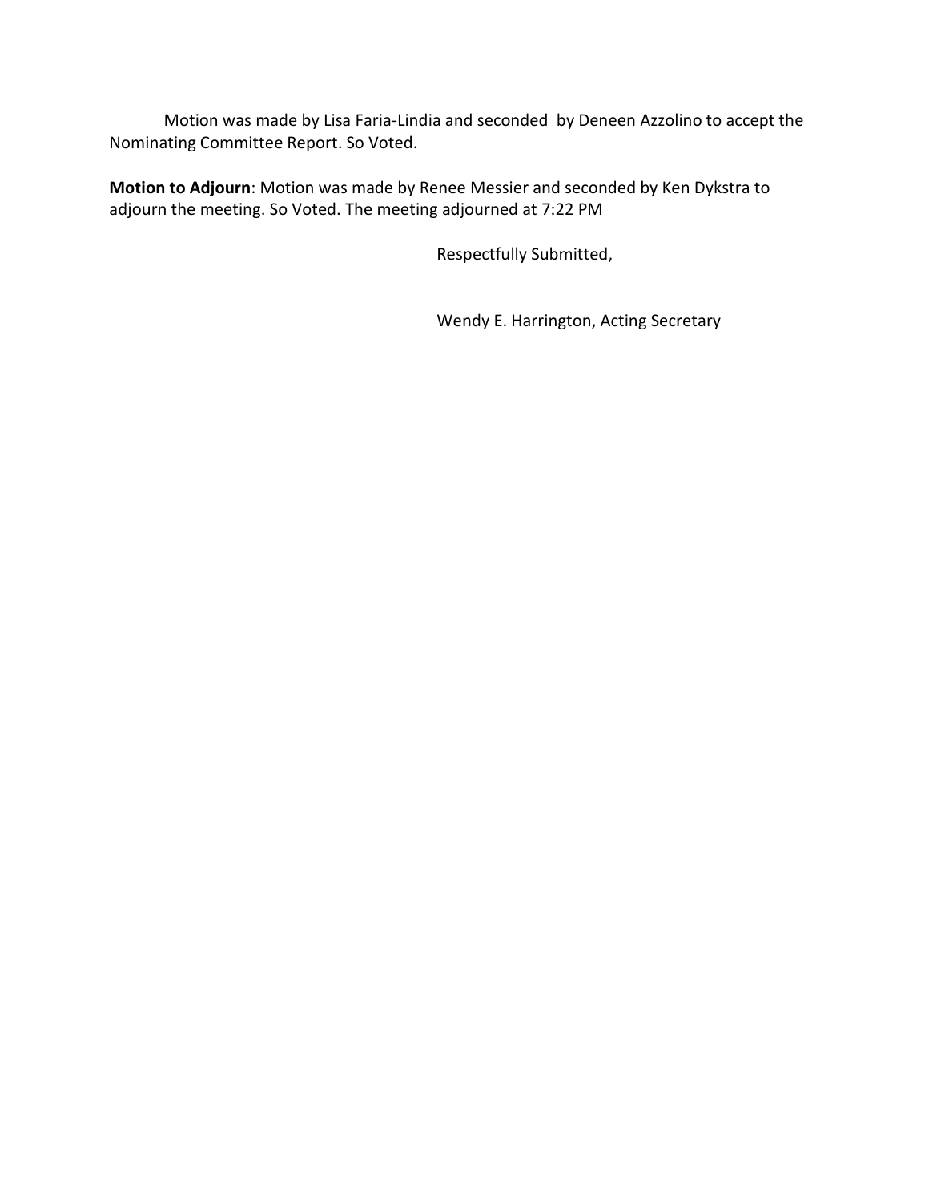Motion was made by Lisa Faria-Lindia and seconded by Deneen Azzolino to accept the Nominating Committee Report. So Voted.

**Motion to Adjourn**: Motion was made by Renee Messier and seconded by Ken Dykstra to adjourn the meeting. So Voted. The meeting adjourned at 7:22 PM

Respectfully Submitted,

Wendy E. Harrington, Acting Secretary